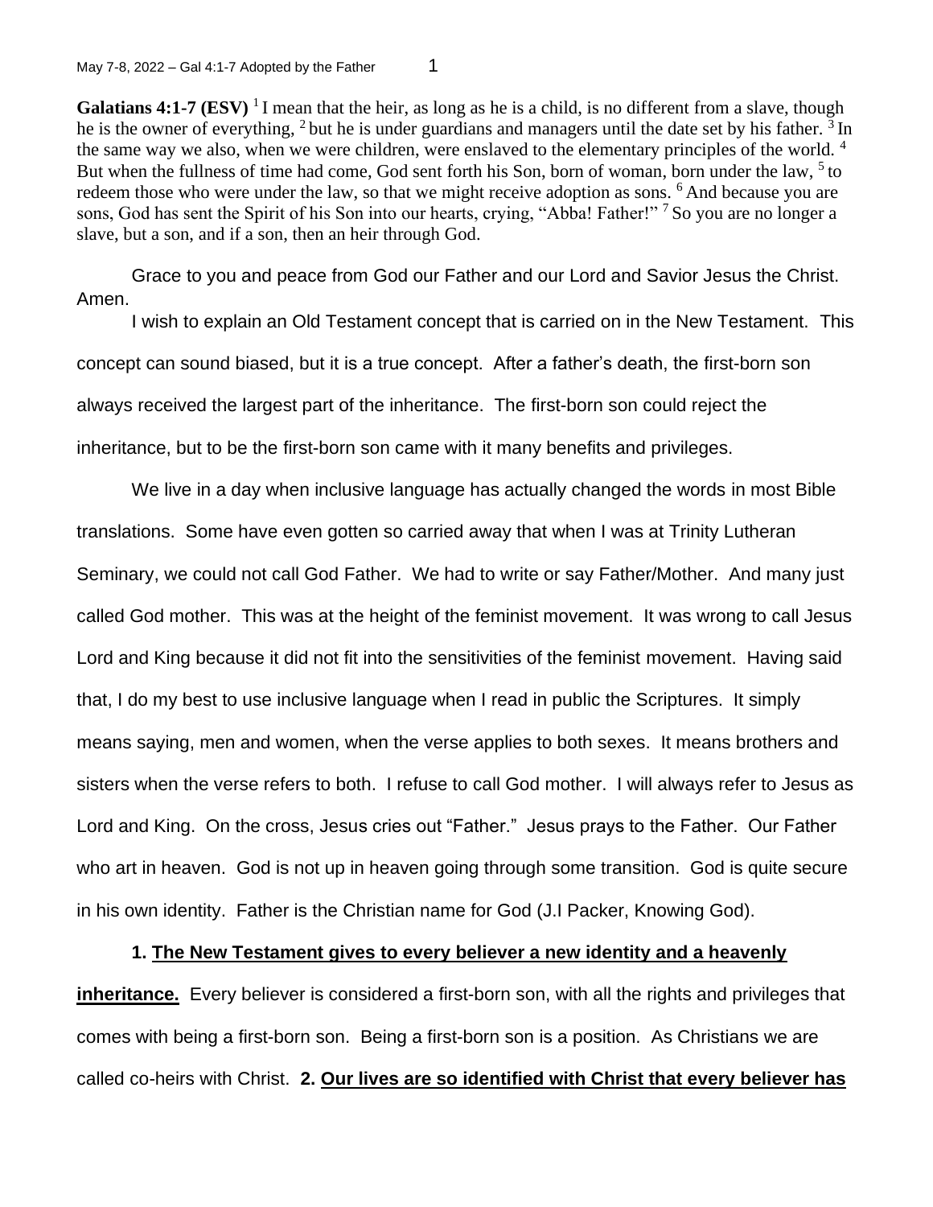**Galatians 4:1-7 (ESV)** [1] I mean that the heir, as long as he is a child, is no different from a slave, though he is the owner of everything, [2] but he is under guardians and managers until the date set by his father. [3] In the same way we also, when we were children, were enslaved to the elementary principles of the world. [4] But when the fullness of time had come, God sent forth his Son, born of woman, born under the law, [5] to redeem those who were under the law, so that we might receive adoption as sons. [6] And because you are sons, God has sent the Spirit of his Son into our hearts, crying, "Abba! Father!" [7] So you are no longer a slave, but a son, and if a son, then an heir through God.

Grace to you and peace from God our Father and our Lord and Savior Jesus the Christ. Amen.

I wish to explain an Old Testament concept that is carried on in the New Testament. This concept can sound biased, but it is a true concept. After a father's death, the first-born son always received the largest part of the inheritance. The first-born son could reject the inheritance, but to be the first-born son came with it many benefits and privileges.

We live in a day when inclusive language has actually changed the words in most Bible translations. Some have even gotten so carried away that when I was at Trinity Lutheran Seminary, we could not call God Father. We had to write or say Father/Mother. And many just called God mother. This was at the height of the feminist movement. It was wrong to call Jesus Lord and King because it did not fit into the sensitivities of the feminist movement. Having said that, I do my best to use inclusive language when I read in public the Scriptures. It simply means saying, men and women, when the verse applies to both sexes. It means brothers and sisters when the verse refers to both. I refuse to call God mother. I will always refer to Jesus as Lord and King. On the cross, Jesus cries out "Father." Jesus prays to the Father. Our Father who art in heaven. God is not up in heaven going through some transition. God is quite secure in his own identity. Father is the Christian name for God (J.I Packer, Knowing God).

**1. <u>The New Testament gives to every believer a new identity and a heavenly inheritance.</u>** Every believer is considered a first-born son, with all the rights and privileges that comes with being a first-born son. Being a first-born son is a position. As Christians we are called co-heirs with Christ. **2. <u>Our lives are so identified with Christ that every believer has</u>**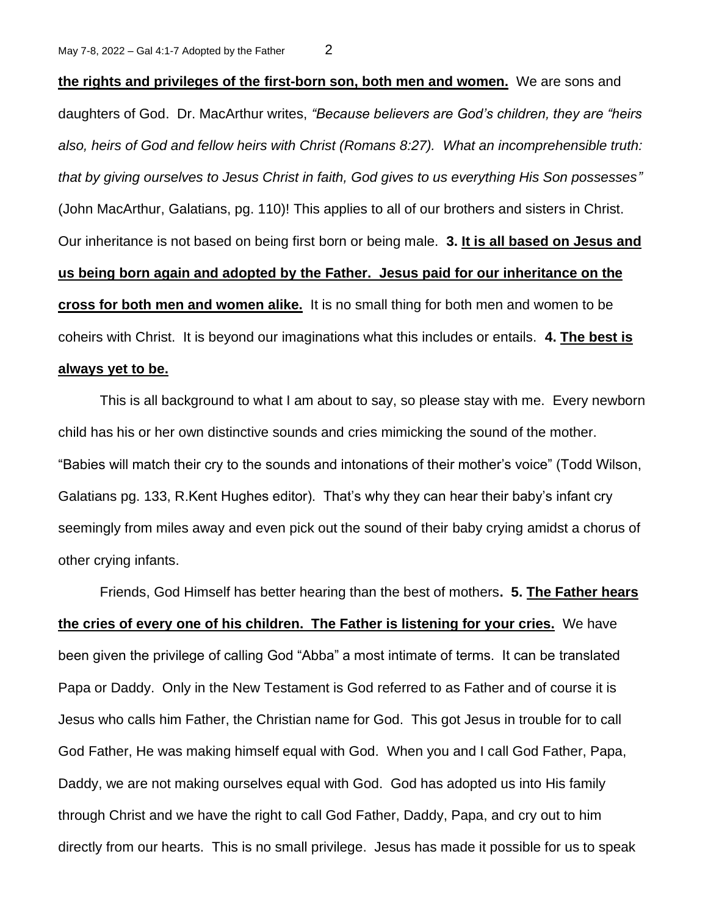**<u>the rights and privileges of the first-born son, both men and women.</u>** We are sons and daughters of God. Dr. MacArthur writes, *"Because believers are God's children, they are "heirs also, heirs of God and fellow heirs with Christ (Romans 8:27). What an incomprehensible truth: that by giving ourselves to Jesus Christ in faith, God gives to us everything His Son possesses"* (John MacArthur, Galatians, pg. 110)! This applies to all of our brothers and sisters in Christ. Our inheritance is not based on being first born or being male. **3. <u>It is all based on Jesus and us being born again and adopted by the Father. Jesus paid for our inheritance on the cross for both men and women alike.</u>** It is no small thing for both men and women to be coheirs with Christ. It is beyond our imaginations what this includes or entails. **4. <u>The best is always yet to be.</u>**

This is all background to what I am about to say, so please stay with me. Every newborn child has his or her own distinctive sounds and cries mimicking the sound of the mother. "Babies will match their cry to the sounds and intonations of their mother's voice" (Todd Wilson, Galatians pg. 133, R.Kent Hughes editor). That's why they can hear their baby's infant cry seemingly from miles away and even pick out the sound of their baby crying amidst a chorus of other crying infants.

Friends, God Himself has better hearing than the best of mothers**. 5. <u>The Father hears the cries of every one of his children. The Father is listening for your cries.</u>** We have been given the privilege of calling God "Abba" a most intimate of terms. It can be translated Papa or Daddy. Only in the New Testament is God referred to as Father and of course it is Jesus who calls him Father, the Christian name for God. This got Jesus in trouble for to call God Father, He was making himself equal with God. When you and I call God Father, Papa, Daddy, we are not making ourselves equal with God. God has adopted us into His family through Christ and we have the right to call God Father, Daddy, Papa, and cry out to him directly from our hearts. This is no small privilege. Jesus has made it possible for us to speak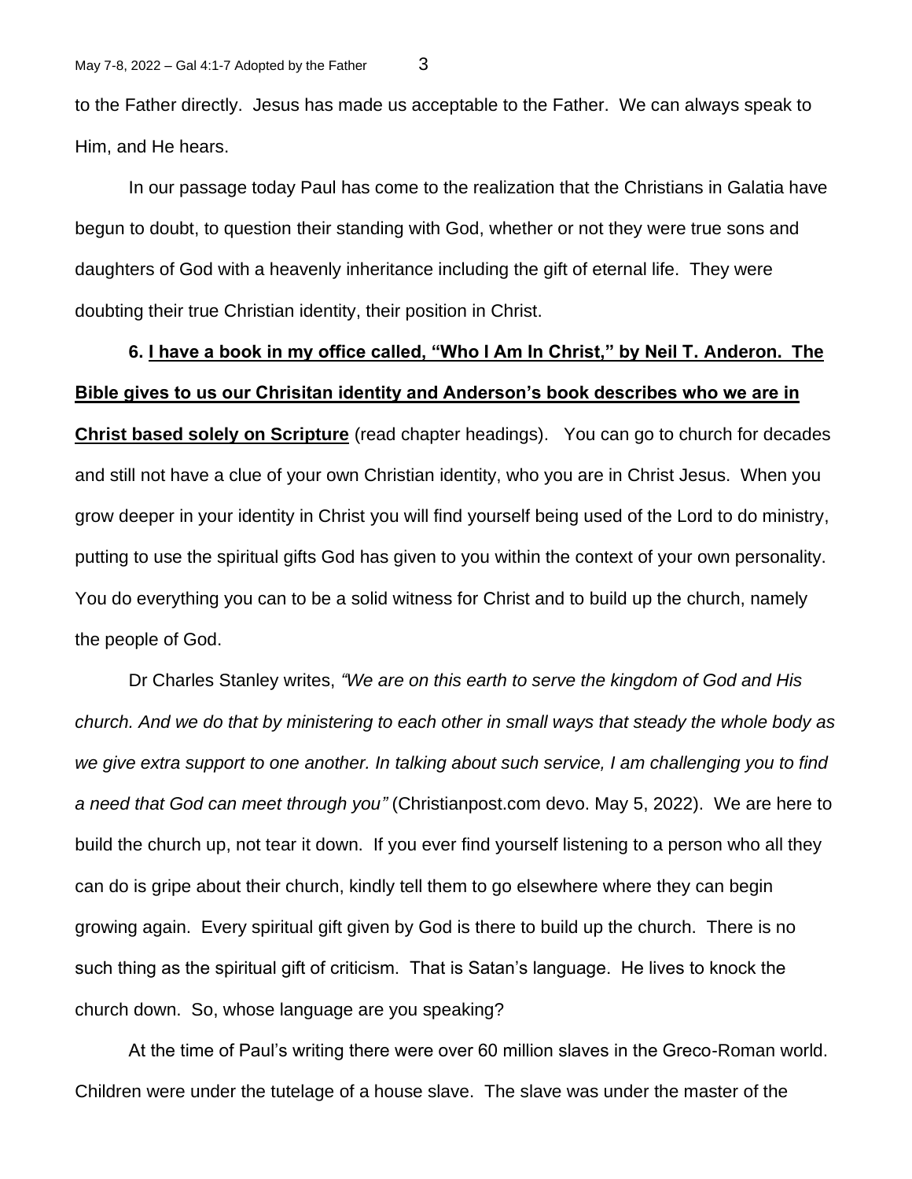to the Father directly. Jesus has made us acceptable to the Father. We can always speak to Him, and He hears.

In our passage today Paul has come to the realization that the Christians in Galatia have begun to doubt, to question their standing with God, whether or not they were true sons and daughters of God with a heavenly inheritance including the gift of eternal life. They were doubting their true Christian identity, their position in Christ.

**6. <u>I have a book in my office called, "Who I Am In Christ," by Neil T. Anderon. The Bible gives to us our Chrisitan identity and Anderson's book describes who we are in Christ based solely on Scripture</u>** (read chapter headings). You can go to church for decades and still not have a clue of your own Christian identity, who you are in Christ Jesus. When you grow deeper in your identity in Christ you will find yourself being used of the Lord to do ministry, putting to use the spiritual gifts God has given to you within the context of your own personality. You do everything you can to be a solid witness for Christ and to build up the church, namely the people of God.

Dr Charles Stanley writes, *"We are on this earth to serve the kingdom of God and His church. And we do that by ministering to each other in small ways that steady the whole body as we give extra support to one another. In talking about such service, I am challenging you to find a need that God can meet through you"* (Christianpost.com devo. May 5, 2022). We are here to build the church up, not tear it down. If you ever find yourself listening to a person who all they can do is gripe about their church, kindly tell them to go elsewhere where they can begin growing again. Every spiritual gift given by God is there to build up the church. There is no such thing as the spiritual gift of criticism. That is Satan's language. He lives to knock the church down. So, whose language are you speaking?

At the time of Paul's writing there were over 60 million slaves in the Greco-Roman world. Children were under the tutelage of a house slave. The slave was under the master of the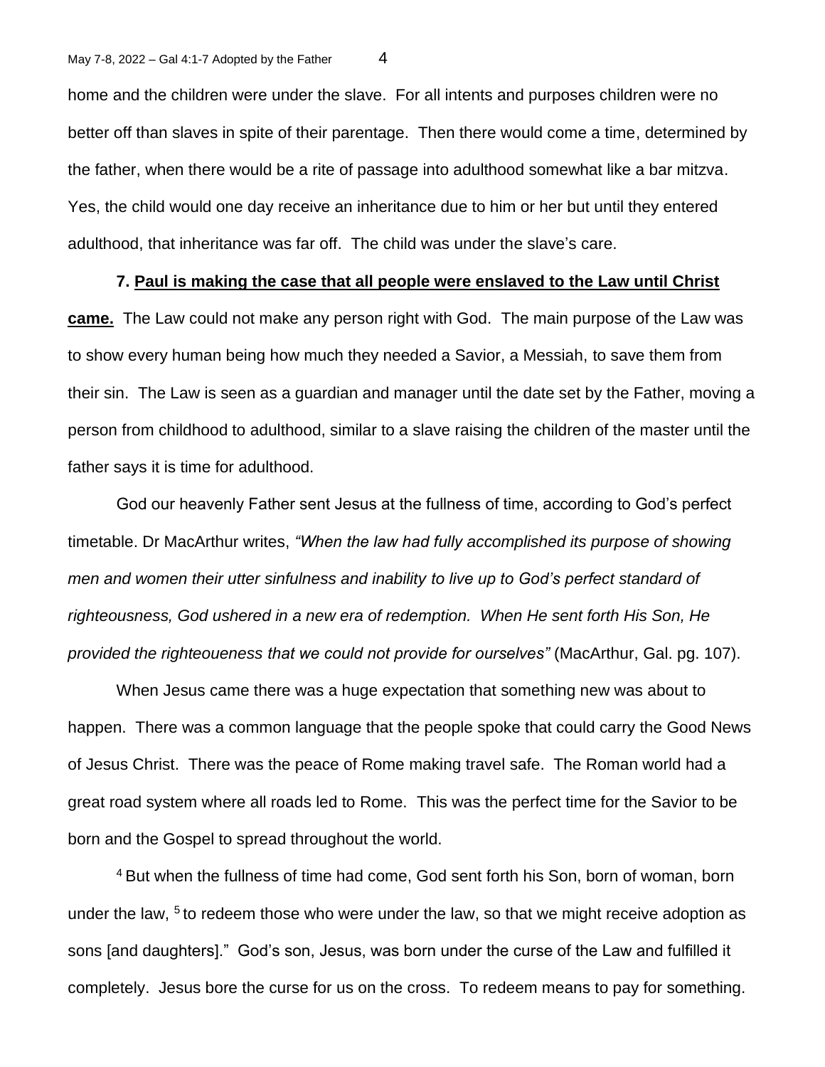home and the children were under the slave. For all intents and purposes children were no better off than slaves in spite of their parentage. Then there would come a time, determined by the father, when there would be a rite of passage into adulthood somewhat like a bar mitzva. Yes, the child would one day receive an inheritance due to him or her but until they entered adulthood, that inheritance was far off. The child was under the slave's care.

**7. <u>Paul is making the case that all people were enslaved to the Law until Christ came.</u>** The Law could not make any person right with God. The main purpose of the Law was to show every human being how much they needed a Savior, a Messiah, to save them from their sin. The Law is seen as a guardian and manager until the date set by the Father, moving a person from childhood to adulthood, similar to a slave raising the children of the master until the father says it is time for adulthood.

God our heavenly Father sent Jesus at the fullness of time, according to God's perfect timetable. Dr MacArthur writes, *"When the law had fully accomplished its purpose of showing men and women their utter sinfulness and inability to live up to God's perfect standard of righteousness, God ushered in a new era of redemption. When He sent forth His Son, He provided the righteoueness that we could not provide for ourselves"* (MacArthur, Gal. pg. 107).

When Jesus came there was a huge expectation that something new was about to happen. There was a common language that the people spoke that could carry the Good News of Jesus Christ. There was the peace of Rome making travel safe. The Roman world had a great road system where all roads led to Rome. This was the perfect time for the Savior to be born and the Gospel to spread throughout the world.

[4] But when the fullness of time had come, God sent forth his Son, born of woman, born under the law, [5] to redeem those who were under the law, so that we might receive adoption as sons [and daughters]." God's son, Jesus, was born under the curse of the Law and fulfilled it completely. Jesus bore the curse for us on the cross. To redeem means to pay for something.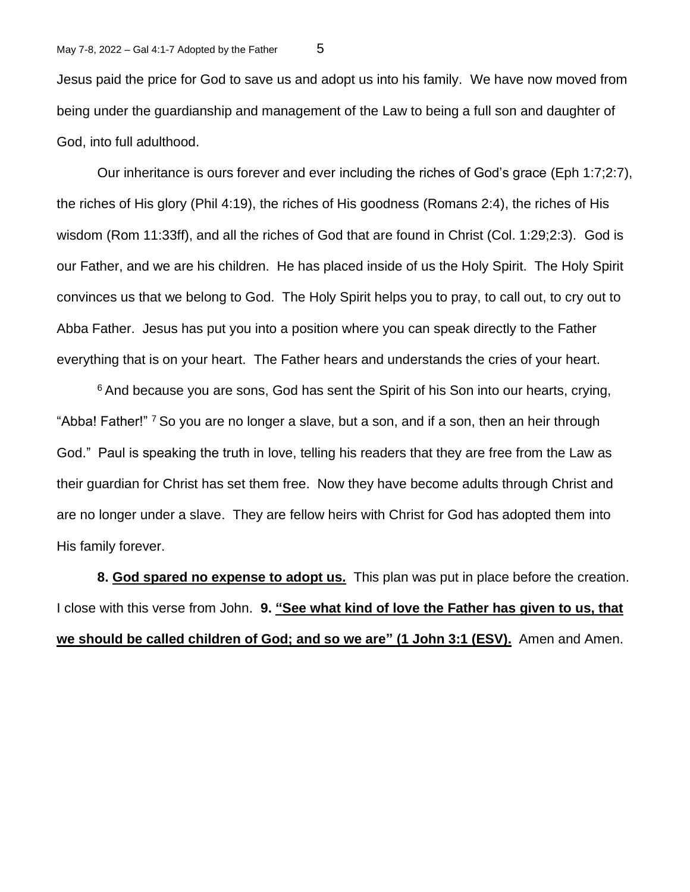Jesus paid the price for God to save us and adopt us into his family. We have now moved from being under the guardianship and management of the Law to being a full son and daughter of God, into full adulthood.

Our inheritance is ours forever and ever including the riches of God's grace (Eph 1:7;2:7), the riches of His glory (Phil 4:19), the riches of His goodness (Romans 2:4), the riches of His wisdom (Rom 11:33ff), and all the riches of God that are found in Christ (Col. 1:29;2:3). God is our Father, and we are his children. He has placed inside of us the Holy Spirit. The Holy Spirit convinces us that we belong to God. The Holy Spirit helps you to pray, to call out, to cry out to Abba Father. Jesus has put you into a position where you can speak directly to the Father everything that is on your heart. The Father hears and understands the cries of your heart.

[6] And because you are sons, God has sent the Spirit of his Son into our hearts, crying, "Abba! Father!" [7] So you are no longer a slave, but a son, and if a son, then an heir through God." Paul is speaking the truth in love, telling his readers that they are free from the Law as their guardian for Christ has set them free. Now they have become adults through Christ and are no longer under a slave. They are fellow heirs with Christ for God has adopted them into His family forever.

**8. <u>God spared no expense to adopt us.</u>** This plan was put in place before the creation. I close with this verse from John. **9. <u>"See what kind of love the Father has given to us, that we should be called children of God; and so we are" (1 John 3:1 (ESV).</u>** Amen and Amen.